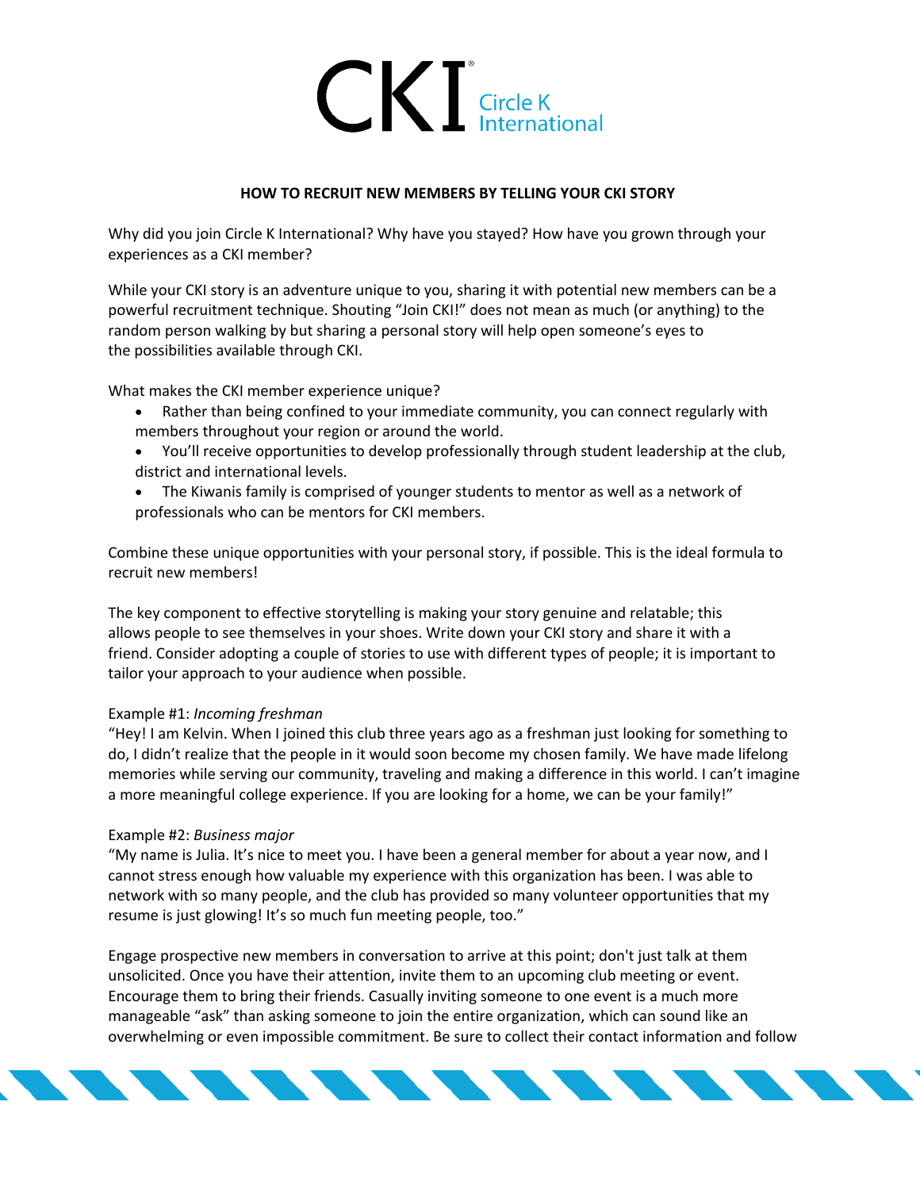# CKI Circle K International

## HOW TO RECRUIT NEW MEMBERS BY TELLING YOUR CKI STORY

Why did you join Circle K International? Why have you stayed? How have you grown through your experiences as a CKI member?

While your CKI story is an adventure unique to you, sharing it with potential new members can be a powerful recruitment technique. Shouting "Join CKI!" does not mean as much (or anything) to the random person walking by but sharing a personal story will help open someone's eyes to the possibilities available through CKI.

What makes the CKI member experience unique?

- Rather than being confined to your immediate community, you can connect regularly with members throughout your region or around the world.
- You'll receive opportunities to develop professionally through student leadership at the club, district and international levels.
- The Kiwanis family is comprised of younger students to mentor as well as a network of professionals who can be mentors for CKI members.

Combine these unique opportunities with your personal story, if possible. This is the ideal formula to recruit new members!

The key component to effective storytelling is making your story genuine and relatable; this allows people to see themselves in your shoes. Write down your CKI story and share it with a friend. Consider adopting a couple of stories to use with different types of people; it is important to tailor your approach to your audience when possible.

Example #1: *Incoming freshman*
"Hey! I am Kelvin. When I joined this club three years ago as a freshman just looking for something to do, I didn't realize that the people in it would soon become my chosen family. We have made lifelong memories while serving our community, traveling and making a difference in this world. I can't imagine a more meaningful college experience. If you are looking for a home, we can be your family!"

Example #2: *Business major*
"My name is Julia. It's nice to meet you. I have been a general member for about a year now, and I cannot stress enough how valuable my experience with this organization has been. I was able to network with so many people, and the club has provided so many volunteer opportunities that my resume is just glowing! It's so much fun meeting people, too."

Engage prospective new members in conversation to arrive at this point; don't just talk at them unsolicited. Once you have their attention, invite them to an upcoming club meeting or event. Encourage them to bring their friends. Casually inviting someone to one event is a much more manageable "ask" than asking someone to join the entire organization, which can sound like an overwhelming or even impossible commitment. Be sure to collect their contact information and follow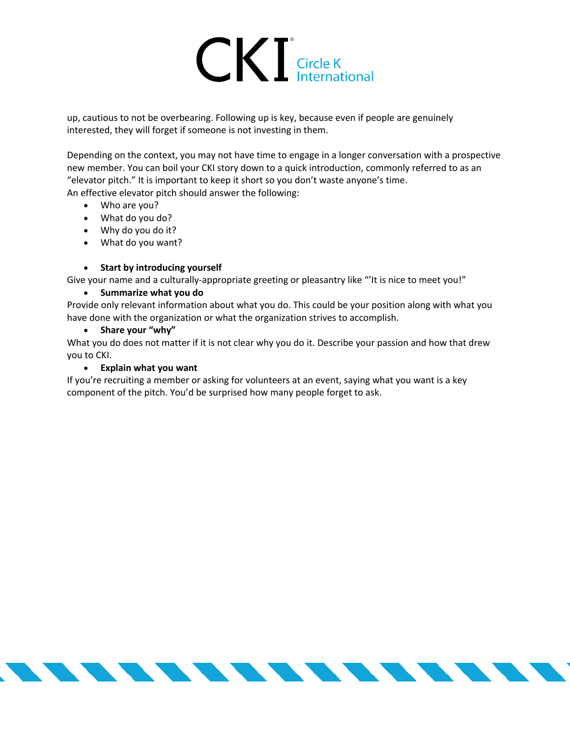up, cautious to not be overbearing. Following up is key, because even if people are genuinely interested, they will forget if someone is not investing in them.

Depending on the context, you may not have time to engage in a longer conversation with a prospective new member. You can boil your CKI story down to a quick introduction, commonly referred to as an "elevator pitch." It is important to keep it short so you don't waste anyone's time.
An effective elevator pitch should answer the following:

- Who are you?
- What do you do?
- Why do you do it?
- What do you want?

- **Start by introducing yourself**

Give your name and a culturally-appropriate greeting or pleasantry like "'It is nice to meet you!"

- **Summarize what you do**

Provide only relevant information about what you do. This could be your position along with what you have done with the organization or what the organization strives to accomplish.

- **Share your "why"**

What you do does not matter if it is not clear why you do it. Describe your passion and how that drew you to CKI.

- **Explain what you want**

If you're recruiting a member or asking for volunteers at an event, saying what you want is a key component of the pitch. You'd be surprised how many people forget to ask.